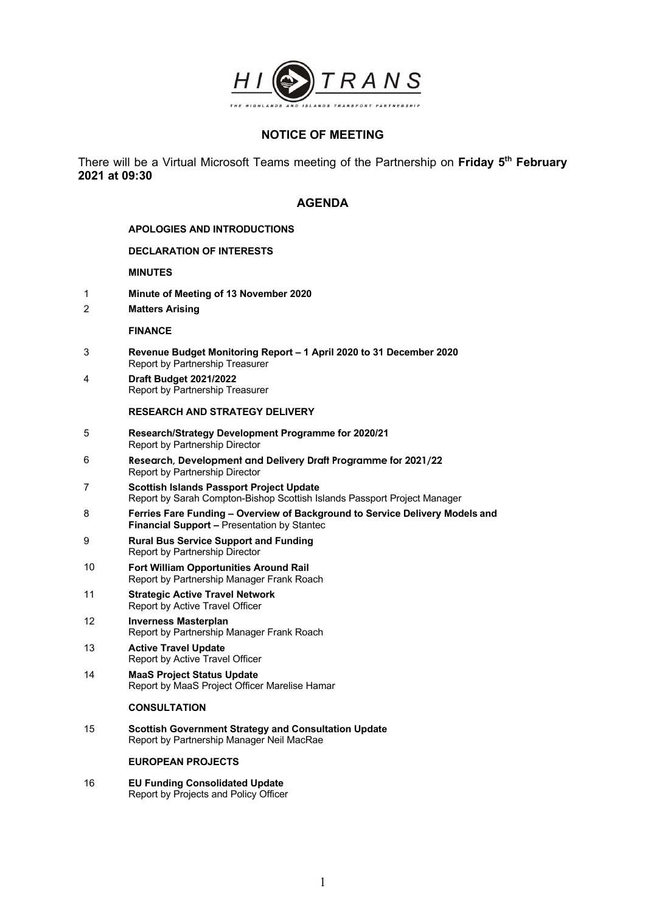HI TRANS

THE HIGHLANDS AND ISLANDS TRANSPORT PARTNERSHIP

## NOTICE OF MEETING

There will be a Virtual Microsoft Teams meeting of the Partnership on **Friday 5th February 2021 at 09:30**

## AGENDA

**APOLOGIES AND INTRODUCTIONS**

**DECLARATION OF INTERESTS**

**MINUTES**

1 **Minute of Meeting of 13 November 2020**

2 **Matters Arising**

**FINANCE**

3 **Revenue Budget Monitoring Report – 1 April 2020 to 31 December 2020**
Report by Partnership Treasurer

4 **Draft Budget 2021/2022**
Report by Partnership Treasurer

**RESEARCH AND STRATEGY DELIVERY**

5 **Research/Strategy Development Programme for 2020/21**
Report by Partnership Director

6 **Research, Development and Delivery Draft Programme for 2021/22**
Report by Partnership Director

7 **Scottish Islands Passport Project Update**
Report by Sarah Compton-Bishop Scottish Islands Passport Project Manager

8 **Ferries Fare Funding – Overview of Background to Service Delivery Models and Financial Support –** Presentation by Stantec

9 **Rural Bus Service Support and Funding**
Report by Partnership Director

10 **Fort William Opportunities Around Rail**
Report by Partnership Manager Frank Roach

11 **Strategic Active Travel Network**
Report by Active Travel Officer

12 **Inverness Masterplan**
Report by Partnership Manager Frank Roach

13 **Active Travel Update**
Report by Active Travel Officer

14 **MaaS Project Status Update**
Report by MaaS Project Officer Marelise Hamar

**CONSULTATION**

15 **Scottish Government Strategy and Consultation Update**
Report by Partnership Manager Neil MacRae

**EUROPEAN PROJECTS**

16 **EU Funding Consolidated Update**
Report by Projects and Policy Officer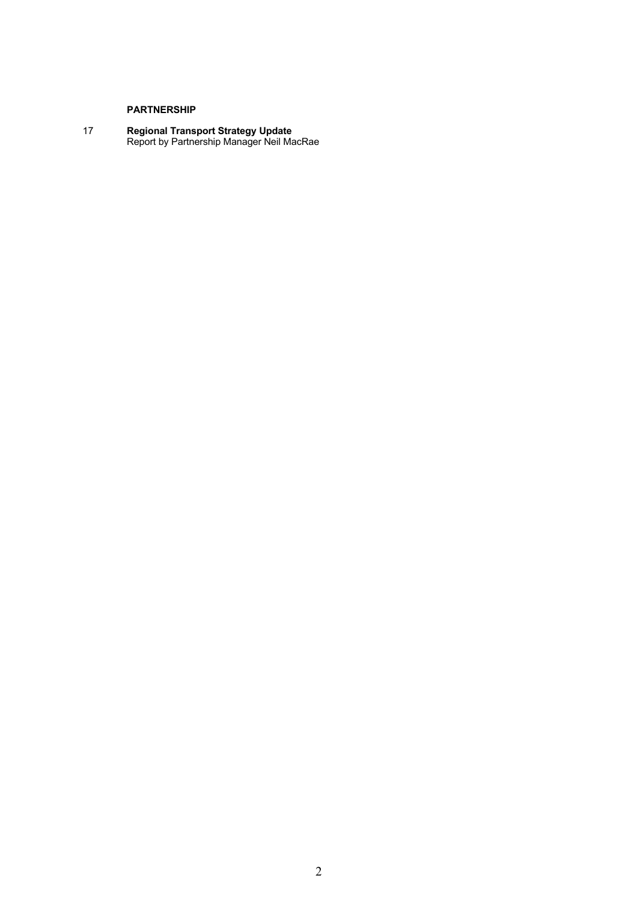**PARTNERSHIP**

17 **Regional Transport Strategy Update**
Report by Partnership Manager Neil MacRae